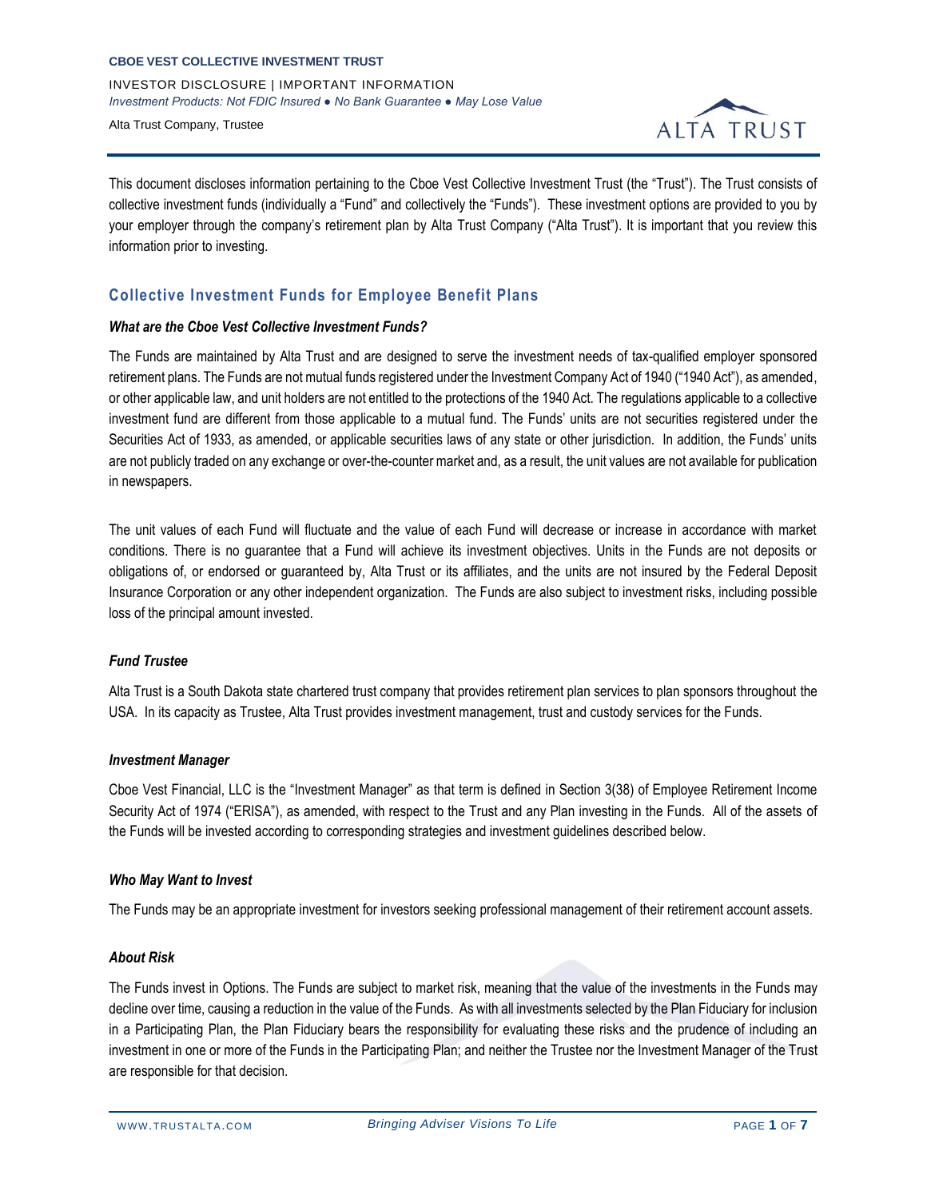**CBOE VEST COLLECTIVE INVESTMENT TRUST**

INVESTOR DISCLOSURE | IMPORTANT INFORMATION

*Investment Products: Not FDIC Insured ● No Bank Guarantee ● May Lose Value*

Alta Trust Company, Trustee

This document discloses information pertaining to the Cboe Vest Collective Investment Trust (the "Trust"). The Trust consists of collective investment funds (individually a "Fund" and collectively the "Funds"). These investment options are provided to you by your employer through the company's retirement plan by Alta Trust Company ("Alta Trust"). It is important that you review this information prior to investing.

## Collective Investment Funds for Employee Benefit Plans

### *What are the Cboe Vest Collective Investment Funds?*

The Funds are maintained by Alta Trust and are designed to serve the investment needs of tax-qualified employer sponsored retirement plans. The Funds are not mutual funds registered under the Investment Company Act of 1940 ("1940 Act"), as amended, or other applicable law, and unit holders are not entitled to the protections of the 1940 Act. The regulations applicable to a collective investment fund are different from those applicable to a mutual fund. The Funds' units are not securities registered under the Securities Act of 1933, as amended, or applicable securities laws of any state or other jurisdiction. In addition, the Funds' units are not publicly traded on any exchange or over-the-counter market and, as a result, the unit values are not available for publication in newspapers.

The unit values of each Fund will fluctuate and the value of each Fund will decrease or increase in accordance with market conditions. There is no guarantee that a Fund will achieve its investment objectives. Units in the Funds are not deposits or obligations of, or endorsed or guaranteed by, Alta Trust or its affiliates, and the units are not insured by the Federal Deposit Insurance Corporation or any other independent organization. The Funds are also subject to investment risks, including possible loss of the principal amount invested.

### *Fund Trustee*

Alta Trust is a South Dakota state chartered trust company that provides retirement plan services to plan sponsors throughout the USA. In its capacity as Trustee, Alta Trust provides investment management, trust and custody services for the Funds.

### *Investment Manager*

Cboe Vest Financial, LLC is the "Investment Manager" as that term is defined in Section 3(38) of Employee Retirement Income Security Act of 1974 ("ERISA"), as amended, with respect to the Trust and any Plan investing in the Funds. All of the assets of the Funds will be invested according to corresponding strategies and investment guidelines described below.

### *Who May Want to Invest*

The Funds may be an appropriate investment for investors seeking professional management of their retirement account assets.

### *About Risk*

The Funds invest in Options. The Funds are subject to market risk, meaning that the value of the investments in the Funds may decline over time, causing a reduction in the value of the Funds. As with all investments selected by the Plan Fiduciary for inclusion in a Participating Plan, the Plan Fiduciary bears the responsibility for evaluating these risks and the prudence of including an investment in one or more of the Funds in the Participating Plan; and neither the Trustee nor the Investment Manager of the Trust are responsible for that decision.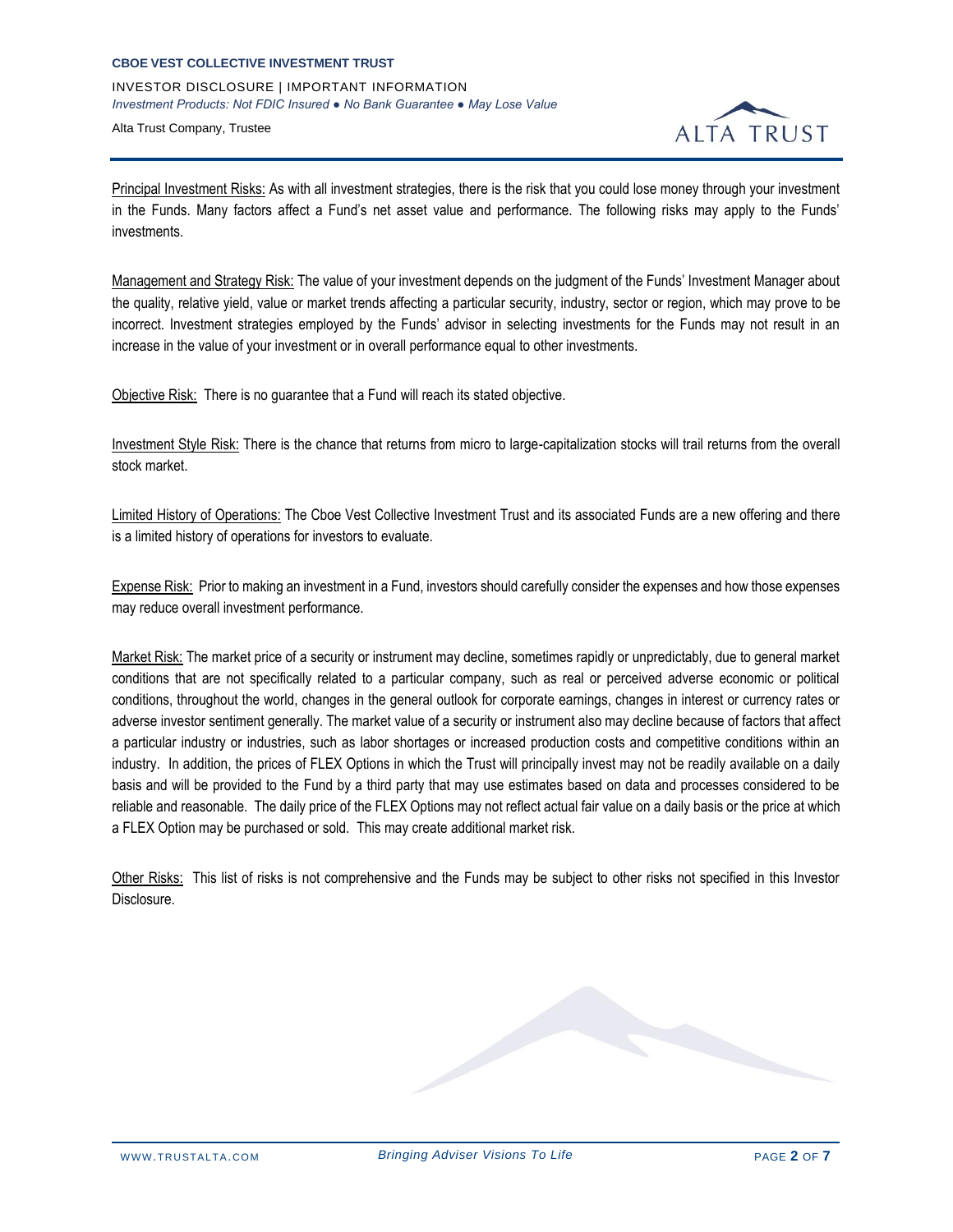Principal Investment Risks: As with all investment strategies, there is the risk that you could lose money through your investment in the Funds. Many factors affect a Fund's net asset value and performance. The following risks may apply to the Funds' investments.

Management and Strategy Risk: The value of your investment depends on the judgment of the Funds' Investment Manager about the quality, relative yield, value or market trends affecting a particular security, industry, sector or region, which may prove to be incorrect. Investment strategies employed by the Funds' advisor in selecting investments for the Funds may not result in an increase in the value of your investment or in overall performance equal to other investments.

Objective Risk: There is no guarantee that a Fund will reach its stated objective.

Investment Style Risk: There is the chance that returns from micro to large-capitalization stocks will trail returns from the overall stock market.

Limited History of Operations: The Cboe Vest Collective Investment Trust and its associated Funds are a new offering and there is a limited history of operations for investors to evaluate.

Expense Risk: Prior to making an investment in a Fund, investors should carefully consider the expenses and how those expenses may reduce overall investment performance.

Market Risk: The market price of a security or instrument may decline, sometimes rapidly or unpredictably, due to general market conditions that are not specifically related to a particular company, such as real or perceived adverse economic or political conditions, throughout the world, changes in the general outlook for corporate earnings, changes in interest or currency rates or adverse investor sentiment generally. The market value of a security or instrument also may decline because of factors that affect a particular industry or industries, such as labor shortages or increased production costs and competitive conditions within an industry. In addition, the prices of FLEX Options in which the Trust will principally invest may not be readily available on a daily basis and will be provided to the Fund by a third party that may use estimates based on data and processes considered to be reliable and reasonable. The daily price of the FLEX Options may not reflect actual fair value on a daily basis or the price at which a FLEX Option may be purchased or sold. This may create additional market risk.

Other Risks: This list of risks is not comprehensive and the Funds may be subject to other risks not specified in this Investor Disclosure.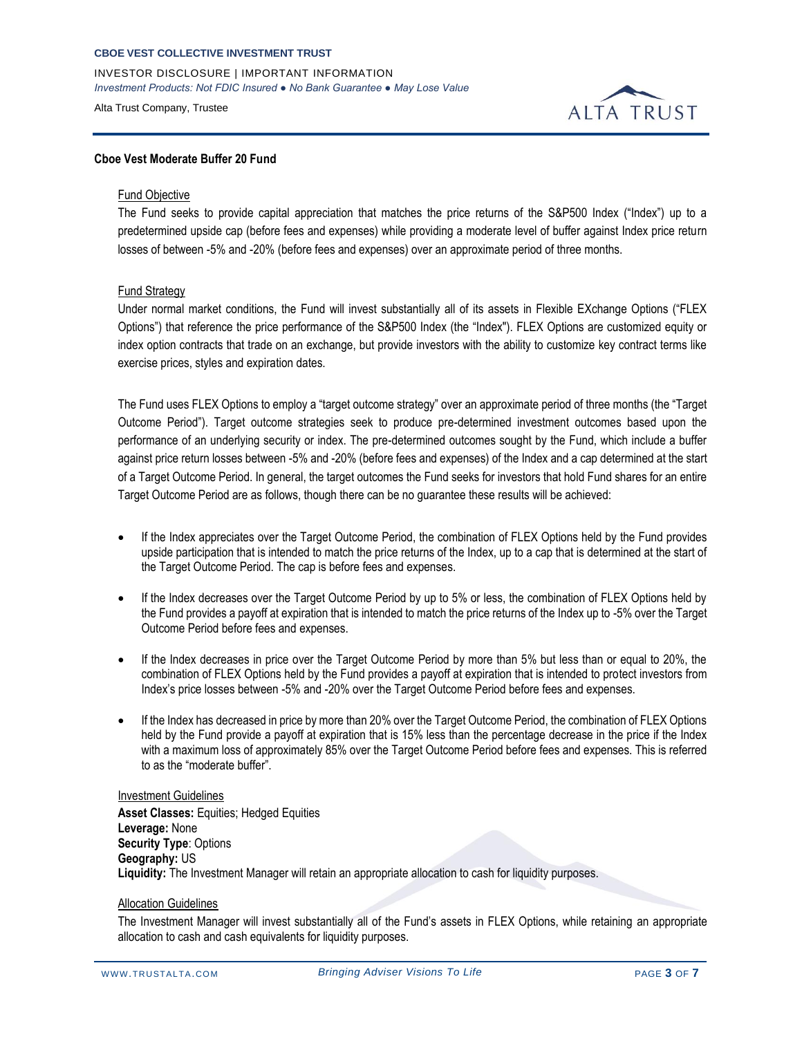## Cboe Vest Moderate Buffer 20 Fund

### Fund Objective

The Fund seeks to provide capital appreciation that matches the price returns of the S&P500 Index ("Index") up to a predetermined upside cap (before fees and expenses) while providing a moderate level of buffer against Index price return losses of between -5% and -20% (before fees and expenses) over an approximate period of three months.

### Fund Strategy

Under normal market conditions, the Fund will invest substantially all of its assets in Flexible EXchange Options ("FLEX Options") that reference the price performance of the S&P500 Index (the "Index"). FLEX Options are customized equity or index option contracts that trade on an exchange, but provide investors with the ability to customize key contract terms like exercise prices, styles and expiration dates.

The Fund uses FLEX Options to employ a "target outcome strategy" over an approximate period of three months (the "Target Outcome Period"). Target outcome strategies seek to produce pre-determined investment outcomes based upon the performance of an underlying security or index. The pre-determined outcomes sought by the Fund, which include a buffer against price return losses between -5% and -20% (before fees and expenses) of the Index and a cap determined at the start of a Target Outcome Period. In general, the target outcomes the Fund seeks for investors that hold Fund shares for an entire Target Outcome Period are as follows, though there can be no guarantee these results will be achieved:

- If the Index appreciates over the Target Outcome Period, the combination of FLEX Options held by the Fund provides upside participation that is intended to match the price returns of the Index, up to a cap that is determined at the start of the Target Outcome Period. The cap is before fees and expenses.
- If the Index decreases over the Target Outcome Period by up to 5% or less, the combination of FLEX Options held by the Fund provides a payoff at expiration that is intended to match the price returns of the Index up to -5% over the Target Outcome Period before fees and expenses.
- If the Index decreases in price over the Target Outcome Period by more than 5% but less than or equal to 20%, the combination of FLEX Options held by the Fund provides a payoff at expiration that is intended to protect investors from Index's price losses between -5% and -20% over the Target Outcome Period before fees and expenses.
- If the Index has decreased in price by more than 20% over the Target Outcome Period, the combination of FLEX Options held by the Fund provide a payoff at expiration that is 15% less than the percentage decrease in the price if the Index with a maximum loss of approximately 85% over the Target Outcome Period before fees and expenses. This is referred to as the "moderate buffer".

### Investment Guidelines

**Asset Classes:** Equities; Hedged Equities
**Leverage:** None
**Security Type**: Options
**Geography:** US
**Liquidity:** The Investment Manager will retain an appropriate allocation to cash for liquidity purposes.

### Allocation Guidelines

The Investment Manager will invest substantially all of the Fund's assets in FLEX Options, while retaining an appropriate allocation to cash and cash equivalents for liquidity purposes.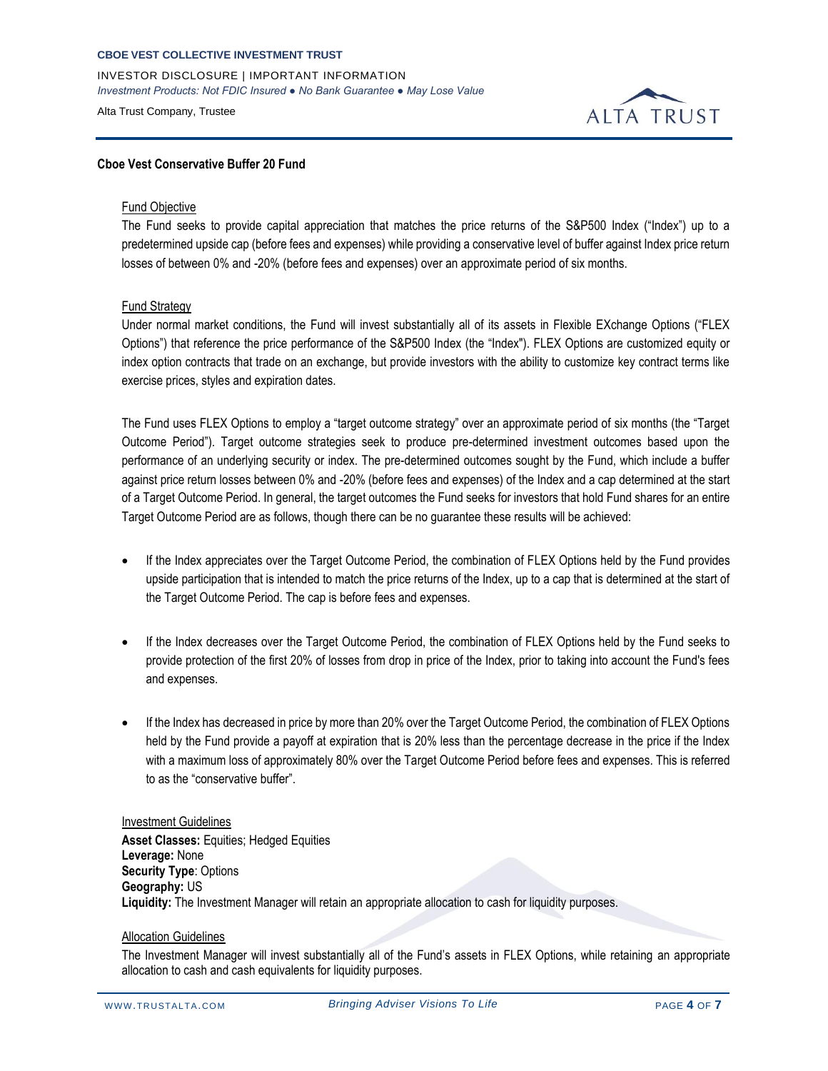## Cboe Vest Conservative Buffer 20 Fund

### Fund Objective

The Fund seeks to provide capital appreciation that matches the price returns of the S&P500 Index ("Index") up to a predetermined upside cap (before fees and expenses) while providing a conservative level of buffer against Index price return losses of between 0% and -20% (before fees and expenses) over an approximate period of six months.

### Fund Strategy

Under normal market conditions, the Fund will invest substantially all of its assets in Flexible EXchange Options ("FLEX Options") that reference the price performance of the S&P500 Index (the "Index"). FLEX Options are customized equity or index option contracts that trade on an exchange, but provide investors with the ability to customize key contract terms like exercise prices, styles and expiration dates.

The Fund uses FLEX Options to employ a "target outcome strategy" over an approximate period of six months (the "Target Outcome Period"). Target outcome strategies seek to produce pre-determined investment outcomes based upon the performance of an underlying security or index. The pre-determined outcomes sought by the Fund, which include a buffer against price return losses between 0% and -20% (before fees and expenses) of the Index and a cap determined at the start of a Target Outcome Period. In general, the target outcomes the Fund seeks for investors that hold Fund shares for an entire Target Outcome Period are as follows, though there can be no guarantee these results will be achieved:

- If the Index appreciates over the Target Outcome Period, the combination of FLEX Options held by the Fund provides upside participation that is intended to match the price returns of the Index, up to a cap that is determined at the start of the Target Outcome Period. The cap is before fees and expenses.
- If the Index decreases over the Target Outcome Period, the combination of FLEX Options held by the Fund seeks to provide protection of the first 20% of losses from drop in price of the Index, prior to taking into account the Fund's fees and expenses.
- If the Index has decreased in price by more than 20% over the Target Outcome Period, the combination of FLEX Options held by the Fund provide a payoff at expiration that is 20% less than the percentage decrease in the price if the Index with a maximum loss of approximately 80% over the Target Outcome Period before fees and expenses. This is referred to as the "conservative buffer".

### Investment Guidelines

**Asset Classes:** Equities; Hedged Equities
**Leverage:** None
**Security Type**: Options
**Geography:** US
**Liquidity:** The Investment Manager will retain an appropriate allocation to cash for liquidity purposes.

### Allocation Guidelines

The Investment Manager will invest substantially all of the Fund's assets in FLEX Options, while retaining an appropriate allocation to cash and cash equivalents for liquidity purposes.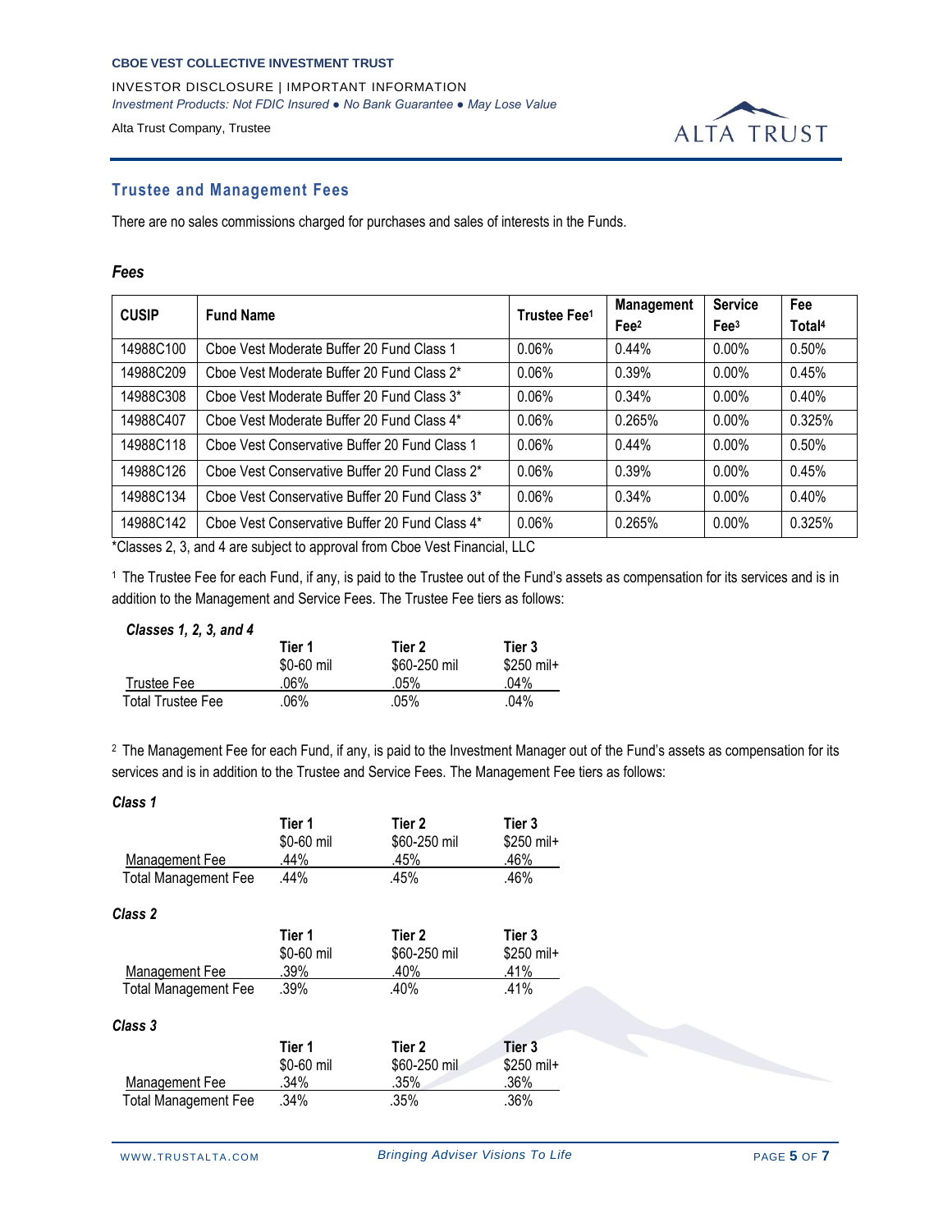## Trustee and Management Fees

There are no sales commissions charged for purchases and sales of interests in the Funds.

### *Fees*

| CUSIP | Fund Name | Trustee Fee[1] | Management Fee[2] | Service Fee[3] | Fee Total[4] |
|---|---|---|---|---|---|
| 14988C100 | Cboe Vest Moderate Buffer 20 Fund Class 1 | 0.06% | 0.44% | 0.00% | 0.50% |
| 14988C209 | Cboe Vest Moderate Buffer 20 Fund Class 2* | 0.06% | 0.39% | 0.00% | 0.45% |
| 14988C308 | Cboe Vest Moderate Buffer 20 Fund Class 3* | 0.06% | 0.34% | 0.00% | 0.40% |
| 14988C407 | Cboe Vest Moderate Buffer 20 Fund Class 4* | 0.06% | 0.265% | 0.00% | 0.325% |
| 14988C118 | Cboe Vest Conservative Buffer 20 Fund Class 1 | 0.06% | 0.44% | 0.00% | 0.50% |
| 14988C126 | Cboe Vest Conservative Buffer 20 Fund Class 2* | 0.06% | 0.39% | 0.00% | 0.45% |
| 14988C134 | Cboe Vest Conservative Buffer 20 Fund Class 3* | 0.06% | 0.34% | 0.00% | 0.40% |
| 14988C142 | Cboe Vest Conservative Buffer 20 Fund Class 4* | 0.06% | 0.265% | 0.00% | 0.325% |

*Classes 2, 3, and 4 are subject to approval from Cboe Vest Financial, LLC

[1] The Trustee Fee for each Fund, if any, is paid to the Trustee out of the Fund's assets as compensation for its services and is in addition to the Management and Service Fees. The Trustee Fee tiers as follows:

***Classes 1, 2, 3, and 4***

| | Tier 1<br>$0-60 mil | Tier 2<br>$60-250 mil | Tier 3<br>$250 mil+ |
|---|---|---|---|
| Trustee Fee | .06% | .05% | .04% |
| Total Trustee Fee | .06% | .05% | .04% |

[2] The Management Fee for each Fund, if any, is paid to the Investment Manager out of the Fund's assets as compensation for its services and is in addition to the Trustee and Service Fees. The Management Fee tiers as follows:

***Class 1***

| | Tier 1<br>$0-60 mil | Tier 2<br>$60-250 mil | Tier 3<br>$250 mil+ |
|---|---|---|---|
| Management Fee | .44% | .45% | .46% |
| Total Management Fee | .44% | .45% | .46% |

***Class 2***

| | Tier 1<br>$0-60 mil | Tier 2<br>$60-250 mil | Tier 3<br>$250 mil+ |
|---|---|---|---|
| Management Fee | .39% | .40% | .41% |
| Total Management Fee | .39% | .40% | .41% |

***Class 3***

| | Tier 1<br>$0-60 mil | Tier 2<br>$60-250 mil | Tier 3<br>$250 mil+ |
|---|---|---|---|
| Management Fee | .34% | .35% | .36% |
| Total Management Fee | .34% | .35% | .36% |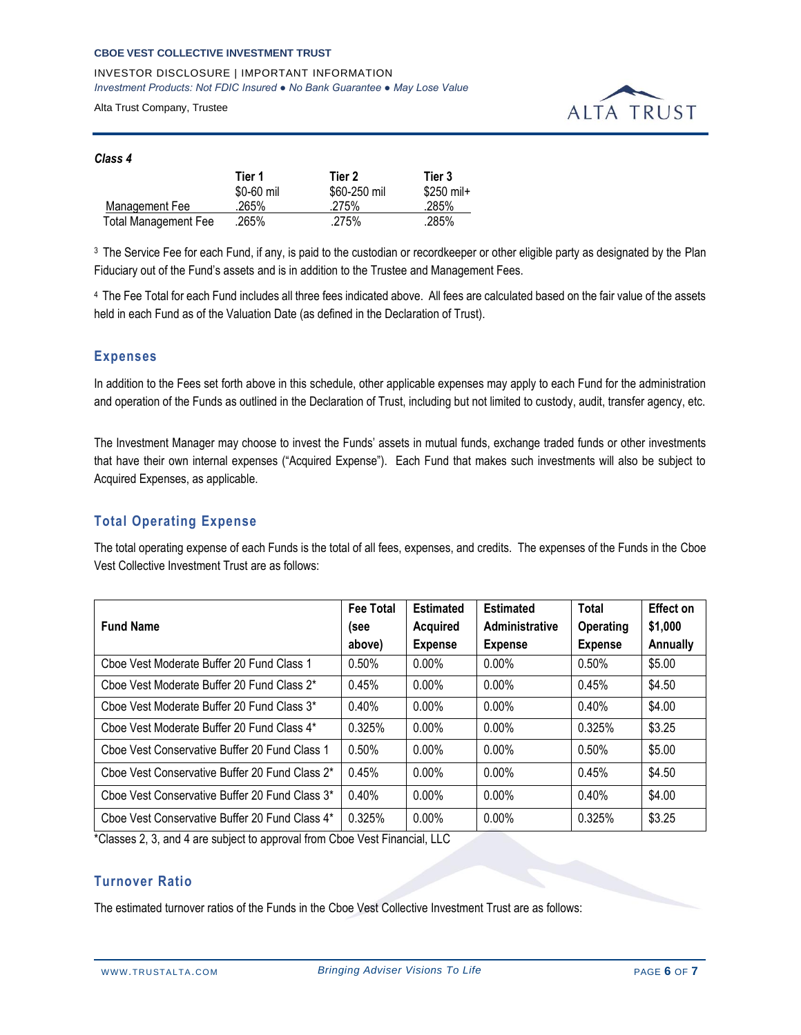*Class 4*

| | Tier 1<br>$0-60 mil | Tier 2<br>$60-250 mil | Tier 3<br>$250 mil+ |
|---|---|---|---|
| Management Fee | .265% | .275% | .285% |
| Total Management Fee | .265% | .275% | .285% |

[3] The Service Fee for each Fund, if any, is paid to the custodian or recordkeeper or other eligible party as designated by the Plan Fiduciary out of the Fund's assets and is in addition to the Trustee and Management Fees.

[4] The Fee Total for each Fund includes all three fees indicated above. All fees are calculated based on the fair value of the assets held in each Fund as of the Valuation Date (as defined in the Declaration of Trust).

## Expenses

In addition to the Fees set forth above in this schedule, other applicable expenses may apply to each Fund for the administration and operation of the Funds as outlined in the Declaration of Trust, including but not limited to custody, audit, transfer agency, etc.

The Investment Manager may choose to invest the Funds' assets in mutual funds, exchange traded funds or other investments that have their own internal expenses ("Acquired Expense"). Each Fund that makes such investments will also be subject to Acquired Expenses, as applicable.

## Total Operating Expense

The total operating expense of each Funds is the total of all fees, expenses, and credits. The expenses of the Funds in the Cboe Vest Collective Investment Trust are as follows:

| Fund Name | Fee Total (see above) | Estimated Acquired Expense | Estimated Administrative Expense | Total Operating Expense | Effect on $1,000 Annually |
|---|---|---|---|---|---|
| Cboe Vest Moderate Buffer 20 Fund Class 1 | 0.50% | 0.00% | 0.00% | 0.50% | $5.00 |
| Cboe Vest Moderate Buffer 20 Fund Class 2* | 0.45% | 0.00% | 0.00% | 0.45% | $4.50 |
| Cboe Vest Moderate Buffer 20 Fund Class 3* | 0.40% | 0.00% | 0.00% | 0.40% | $4.00 |
| Cboe Vest Moderate Buffer 20 Fund Class 4* | 0.325% | 0.00% | 0.00% | 0.325% | $3.25 |
| Cboe Vest Conservative Buffer 20 Fund Class 1 | 0.50% | 0.00% | 0.00% | 0.50% | $5.00 |
| Cboe Vest Conservative Buffer 20 Fund Class 2* | 0.45% | 0.00% | 0.00% | 0.45% | $4.50 |
| Cboe Vest Conservative Buffer 20 Fund Class 3* | 0.40% | 0.00% | 0.00% | 0.40% | $4.00 |
| Cboe Vest Conservative Buffer 20 Fund Class 4* | 0.325% | 0.00% | 0.00% | 0.325% | $3.25 |

*Classes 2, 3, and 4 are subject to approval from Cboe Vest Financial, LLC

## Turnover Ratio

The estimated turnover ratios of the Funds in the Cboe Vest Collective Investment Trust are as follows: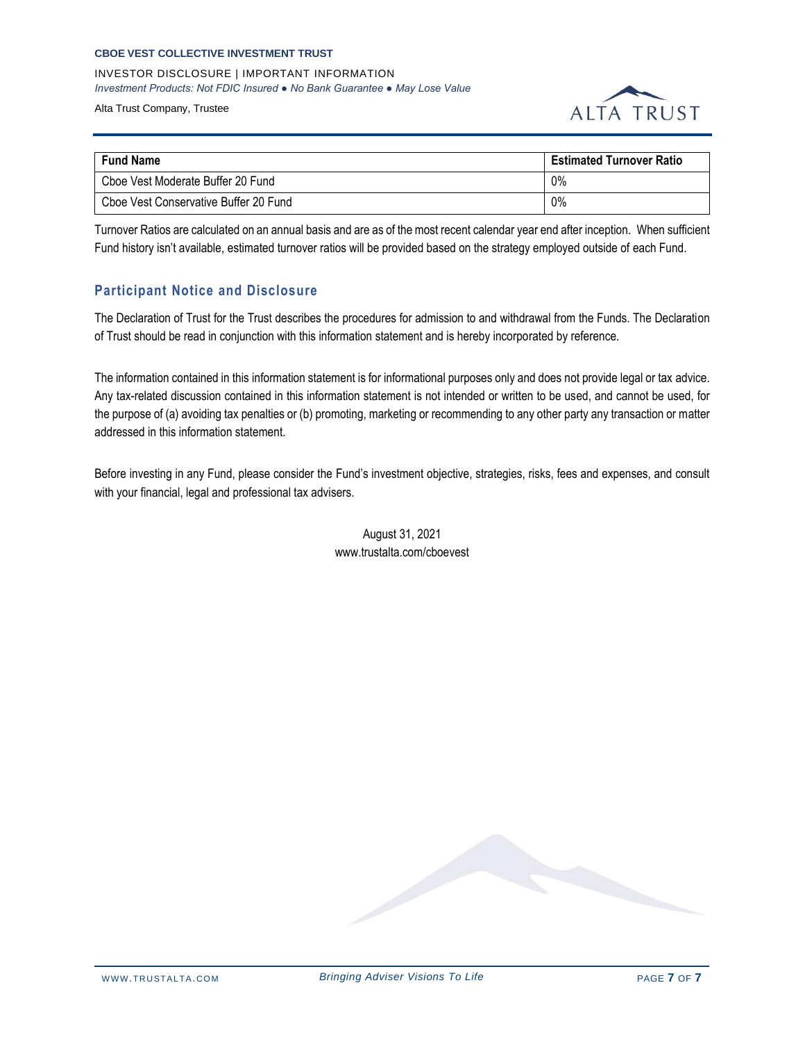| Fund Name | Estimated Turnover Ratio |
| --- | --- |
| Cboe Vest Moderate Buffer 20 Fund | 0% |
| Cboe Vest Conservative Buffer 20 Fund | 0% |

Turnover Ratios are calculated on an annual basis and are as of the most recent calendar year end after inception. When sufficient Fund history isn't available, estimated turnover ratios will be provided based on the strategy employed outside of each Fund.

## Participant Notice and Disclosure

The Declaration of Trust for the Trust describes the procedures for admission to and withdrawal from the Funds. The Declaration of Trust should be read in conjunction with this information statement and is hereby incorporated by reference.

The information contained in this information statement is for informational purposes only and does not provide legal or tax advice. Any tax-related discussion contained in this information statement is not intended or written to be used, and cannot be used, for the purpose of (a) avoiding tax penalties or (b) promoting, marketing or recommending to any other party any transaction or matter addressed in this information statement.

Before investing in any Fund, please consider the Fund's investment objective, strategies, risks, fees and expenses, and consult with your financial, legal and professional tax advisers.

August 31, 2021
www.trustalta.com/cboevest